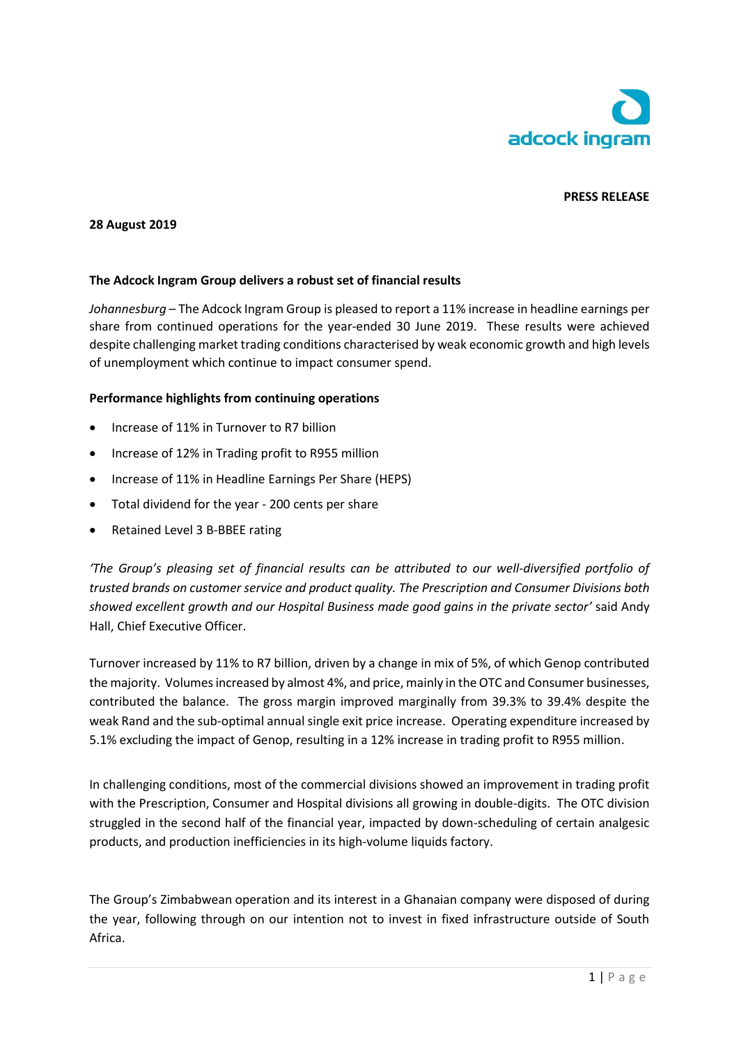adcock ingram

**PRESS RELEASE**

**28 August 2019**

**The Adcock Ingram Group delivers a robust set of financial results**

*Johannesburg* – The Adcock Ingram Group is pleased to report a 11% increase in headline earnings per share from continued operations for the year-ended 30 June 2019. These results were achieved despite challenging market trading conditions characterised by weak economic growth and high levels of unemployment which continue to impact consumer spend.

**Performance highlights from continuing operations**

- Increase of 11% in Turnover to R7 billion
- Increase of 12% in Trading profit to R955 million
- Increase of 11% in Headline Earnings Per Share (HEPS)
- Total dividend for the year - 200 cents per share
- Retained Level 3 B-BBEE rating

*'The Group's pleasing set of financial results can be attributed to our well-diversified portfolio of trusted brands on customer service and product quality. The Prescription and Consumer Divisions both showed excellent growth and our Hospital Business made good gains in the private sector'* said Andy Hall, Chief Executive Officer.

Turnover increased by 11% to R7 billion, driven by a change in mix of 5%, of which Genop contributed the majority. Volumes increased by almost 4%, and price, mainly in the OTC and Consumer businesses, contributed the balance. The gross margin improved marginally from 39.3% to 39.4% despite the weak Rand and the sub-optimal annual single exit price increase. Operating expenditure increased by 5.1% excluding the impact of Genop, resulting in a 12% increase in trading profit to R955 million.

In challenging conditions, most of the commercial divisions showed an improvement in trading profit with the Prescription, Consumer and Hospital divisions all growing in double-digits. The OTC division struggled in the second half of the financial year, impacted by down-scheduling of certain analgesic products, and production inefficiencies in its high-volume liquids factory.

The Group's Zimbabwean operation and its interest in a Ghanaian company were disposed of during the year, following through on our intention not to invest in fixed infrastructure outside of South Africa.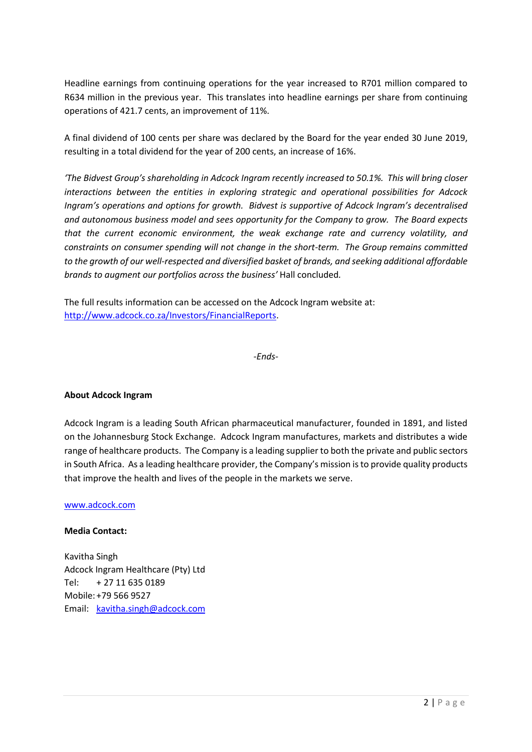Headline earnings from continuing operations for the year increased to R701 million compared to R634 million in the previous year. This translates into headline earnings per share from continuing operations of 421.7 cents, an improvement of 11%.

A final dividend of 100 cents per share was declared by the Board for the year ended 30 June 2019, resulting in a total dividend for the year of 200 cents, an increase of 16%.

*'The Bidvest Group's shareholding in Adcock Ingram recently increased to 50.1%. This will bring closer interactions between the entities in exploring strategic and operational possibilities for Adcock Ingram's operations and options for growth. Bidvest is supportive of Adcock Ingram's decentralised and autonomous business model and sees opportunity for the Company to grow. The Board expects that the current economic environment, the weak exchange rate and currency volatility, and constraints on consumer spending will not change in the short-term. The Group remains committed to the growth of our well-respected and diversified basket of brands, and seeking additional affordable brands to augment our portfolios across the business'* Hall concluded.

The full results information can be accessed on the Adcock Ingram website at: [http://www.adcock.co.za/Investors/FinancialReports](http://www.adcock.co.za/Investors/FinancialReports).

*-Ends-*

**About Adcock Ingram**

Adcock Ingram is a leading South African pharmaceutical manufacturer, founded in 1891, and listed on the Johannesburg Stock Exchange. Adcock Ingram manufactures, markets and distributes a wide range of healthcare products. The Company is a leading supplier to both the private and public sectors in South Africa. As a leading healthcare provider, the Company's mission is to provide quality products that improve the health and lives of the people in the markets we serve.

[www.adcock.com](www.adcock.com)

**Media Contact:**

Kavitha Singh
Adcock Ingram Healthcare (Pty) Ltd
Tel: + 27 11 635 0189
Mobile: +79 566 9527
Email: [kavitha.singh@adcock.com](mailto:kavitha.singh@adcock.com)